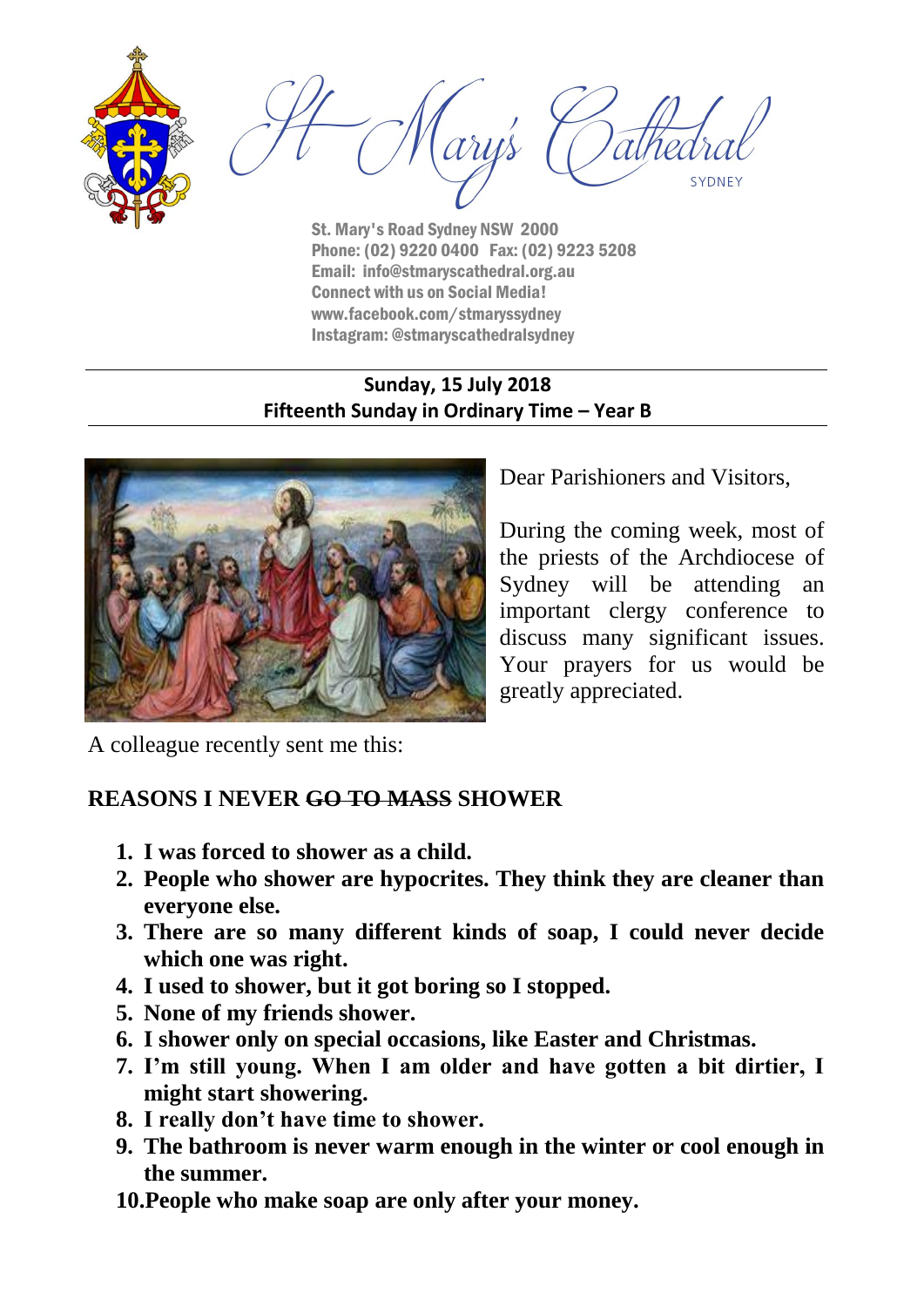# St Mary's Cathedral

SYDNEY

St. Mary's Road Sydney NSW 2000
Phone: (02) 9220 0400 Fax: (02) 9223 5208
Email: info@stmaryscathedral.org.au
Connect with us on Social Media!
www.facebook.com/stmaryssydney
Instagram: @stmaryscathedralsydney

**Sunday, 15 July 2018**
**Fifteenth Sunday in Ordinary Time – Year B**

Dear Parishioners and Visitors,

During the coming week, most of the priests of the Archdiocese of Sydney will be attending an important clergy conference to discuss many significant issues. Your prayers for us would be greatly appreciated.

A colleague recently sent me this:

## REASONS I NEVER ~~GO TO MASS~~ SHOWER

1. **I was forced to shower as a child.**
2. **People who shower are hypocrites. They think they are cleaner than everyone else.**
3. **There are so many different kinds of soap, I could never decide which one was right.**
4. **I used to shower, but it got boring so I stopped.**
5. **None of my friends shower.**
6. **I shower only on special occasions, like Easter and Christmas.**
7. **I'm still young. When I am older and have gotten a bit dirtier, I might start showering.**
8. **I really don't have time to shower.**
9. **The bathroom is never warm enough in the winter or cool enough in the summer.**
10. **People who make soap are only after your money.**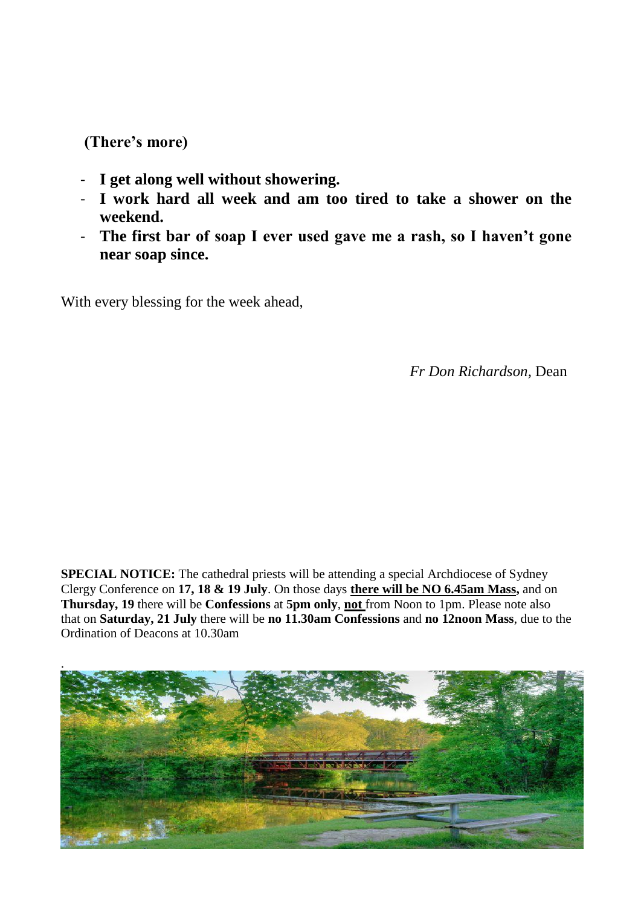**(There's more)**

- **I get along well without showering.**
- **I work hard all week and am too tired to take a shower on the weekend.**
- **The first bar of soap I ever used gave me a rash, so I haven't gone near soap since.**

With every blessing for the week ahead,

*Fr Don Richardson,* Dean

**SPECIAL NOTICE:** The cathedral priests will be attending a special Archdiocese of Sydney Clergy Conference on **17, 18 & 19 July**. On those days **there will be NO 6.45am Mass,** and on **Thursday, 19** there will be **Confessions** at **5pm only**, **not** from Noon to 1pm. Please note also that on **Saturday, 21 July** there will be **no 11.30am Confessions** and **no 12noon Mass**, due to the Ordination of Deacons at 10.30am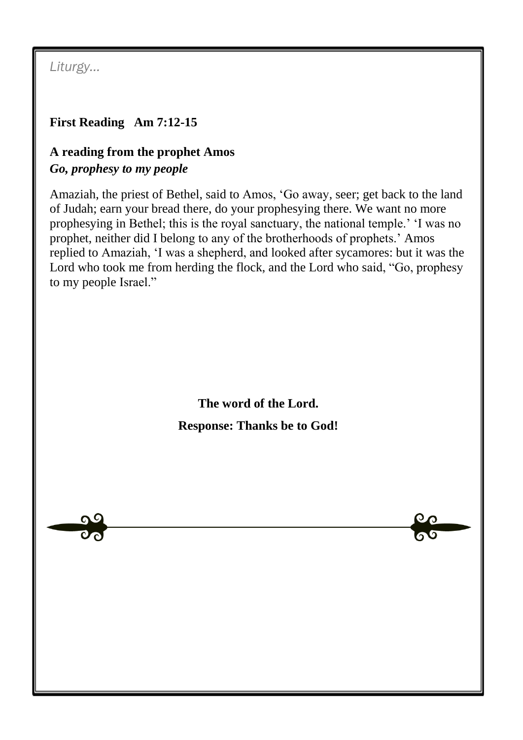*Liturgy…*

**First Reading   Am 7:12-15**

**A reading from the prophet Amos**
***Go, prophesy to my people***

Amaziah, the priest of Bethel, said to Amos, 'Go away, seer; get back to the land of Judah; earn your bread there, do your prophesying there. We want no more prophesying in Bethel; this is the royal sanctuary, the national temple.' 'I was no prophet, neither did I belong to any of the brotherhoods of prophets.' Amos replied to Amaziah, 'I was a shepherd, and looked after sycamores: but it was the Lord who took me from herding the flock, and the Lord who said, "Go, prophesy to my people Israel."

**The word of the Lord.**

**Response: Thanks be to God!**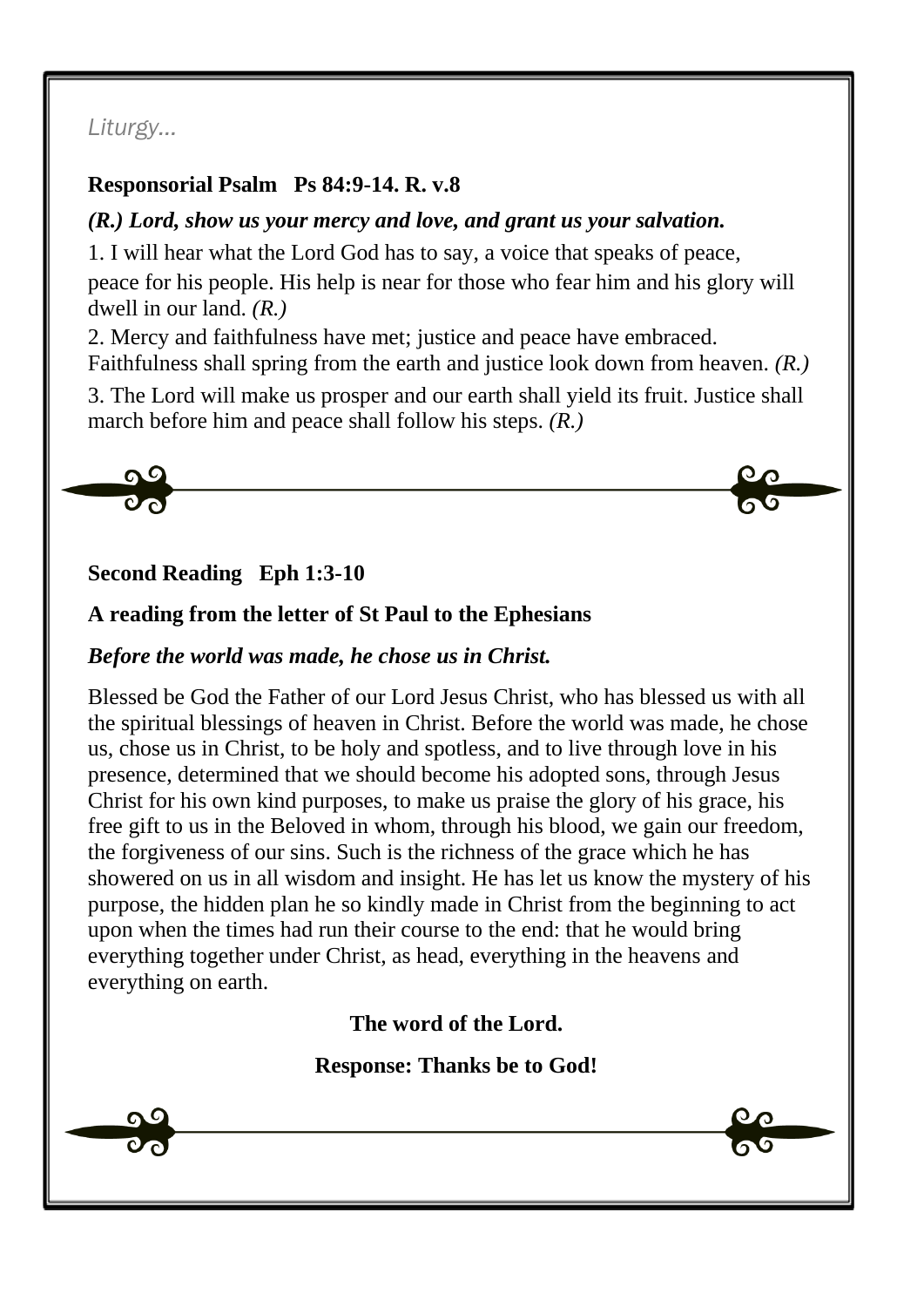*Liturgy...*

**Responsorial Psalm   Ps 84:9-14. R. v.8**

***(R.) Lord, show us your mercy and love, and grant us your salvation.***

1. I will hear what the Lord God has to say, a voice that speaks of peace, peace for his people. His help is near for those who fear him and his glory will dwell in our land. *(R.)*

2. Mercy and faithfulness have met; justice and peace have embraced. Faithfulness shall spring from the earth and justice look down from heaven. *(R.)*

3. The Lord will make us prosper and our earth shall yield its fruit. Justice shall march before him and peace shall follow his steps. *(R.)*

**Second Reading   Eph 1:3-10**

**A reading from the letter of St Paul to the Ephesians**

***Before the world was made, he chose us in Christ.***

Blessed be God the Father of our Lord Jesus Christ, who has blessed us with all the spiritual blessings of heaven in Christ. Before the world was made, he chose us, chose us in Christ, to be holy and spotless, and to live through love in his presence, determined that we should become his adopted sons, through Jesus Christ for his own kind purposes, to make us praise the glory of his grace, his free gift to us in the Beloved in whom, through his blood, we gain our freedom, the forgiveness of our sins. Such is the richness of the grace which he has showered on us in all wisdom and insight. He has let us know the mystery of his purpose, the hidden plan he so kindly made in Christ from the beginning to act upon when the times had run their course to the end: that he would bring everything together under Christ, as head, everything in the heavens and everything on earth.

**The word of the Lord.**

**Response: Thanks be to God!**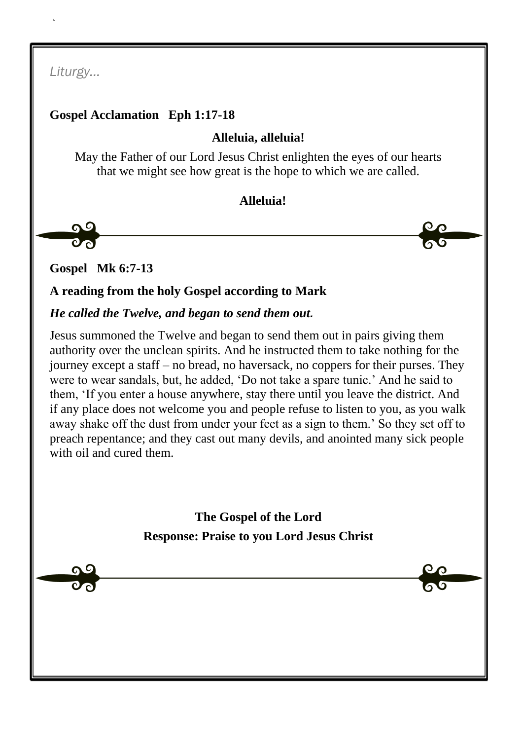*Liturgy…*

**Gospel Acclamation Eph 1:17-18**

**Alleluia, alleluia!**

May the Father of our Lord Jesus Christ enlighten the eyes of our hearts that we might see how great is the hope to which we are called.

**Alleluia!**

**Gospel Mk 6:7-13**

**A reading from the holy Gospel according to Mark**

***He called the Twelve, and began to send them out.***

Jesus summoned the Twelve and began to send them out in pairs giving them authority over the unclean spirits. And he instructed them to take nothing for the journey except a staff – no bread, no haversack, no coppers for their purses. They were to wear sandals, but, he added, 'Do not take a spare tunic.' And he said to them, 'If you enter a house anywhere, stay there until you leave the district. And if any place does not welcome you and people refuse to listen to you, as you walk away shake off the dust from under your feet as a sign to them.' So they set off to preach repentance; and they cast out many devils, and anointed many sick people with oil and cured them.

**The Gospel of the Lord**

**Response: Praise to you Lord Jesus Christ**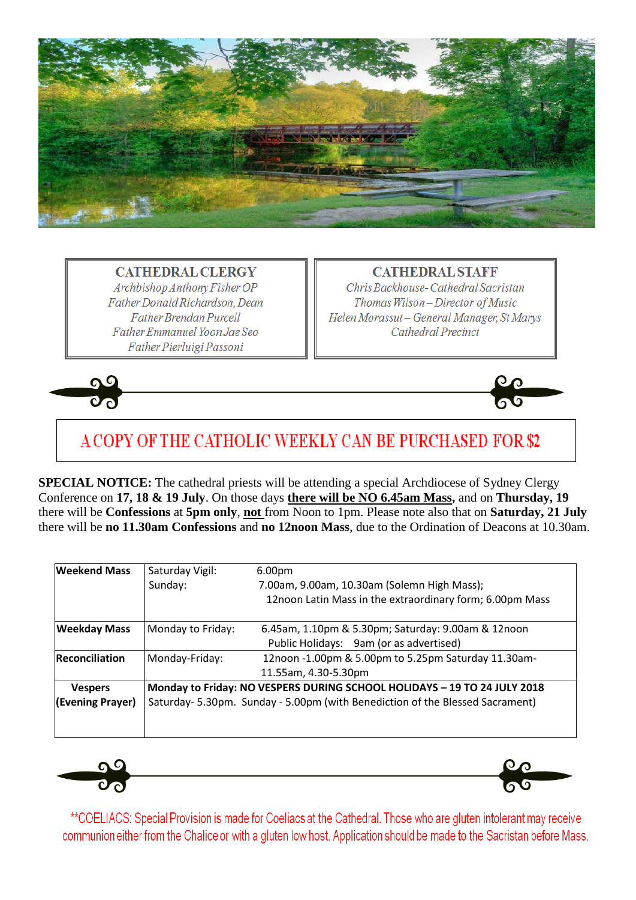### CATHEDRAL CLERGY

*Archbishop Anthony Fisher OP*
*Father Donald Richardson, Dean*
*Father Brendan Purcell*
*Father Emmanuel Yoon Jae Seo*
*Father Pierluigi Passoni*

### CATHEDRAL STAFF

*Chris Backhouse- Cathedral Sacristan*
*Thomas Wilson – Director of Music*
*Helen Morassut – General Manager, St Marys Cathedral Precinct*

## A COPY OF THE CATHOLIC WEEKLY CAN BE PURCHASED FOR $2

**SPECIAL NOTICE:** The cathedral priests will be attending a special Archdiocese of Sydney Clergy Conference on **17, 18 & 19 July**. On those days **there will be NO 6.45am Mass,** and on **Thursday, 19** there will be **Confessions** at **5pm only**, **not** from Noon to 1pm. Please note also that on **Saturday, 21 July** there will be **no 11.30am Confessions** and **no 12noon Mass**, due to the Ordination of Deacons at 10.30am.

| | | |
|---|---|---|
| **Weekend Mass** | Saturday Vigil:<br>Sunday: | 6.00pm<br>7.00am, 9.00am, 10.30am (Solemn High Mass);<br>12noon Latin Mass in the extraordinary form; 6.00pm Mass |
| **Weekday Mass** | Monday to Friday: | 6.45am, 1.10pm & 5.30pm; Saturday: 9.00am & 12noon<br>Public Holidays: 9am (or as advertised) |
| **Reconciliation** | Monday-Friday: | 12noon -1.00pm & 5.00pm to 5.25pm Saturday 11.30am-11.55am, 4.30-5.30pm |
| **Vespers (Evening Prayer)** | **Monday to Friday: NO VESPERS DURING SCHOOL HOLIDAYS – 19 TO 24 JULY 2018**<br>Saturday- 5.30pm. Sunday - 5.00pm (with Benediction of the Blessed Sacrament) | |

**COELIACS: Special Provision is made for Coeliacs at the Cathedral. Those who are gluten intolerant may receive communion either from the Chalice or with a gluten low host. Application should be made to the Sacristan before Mass.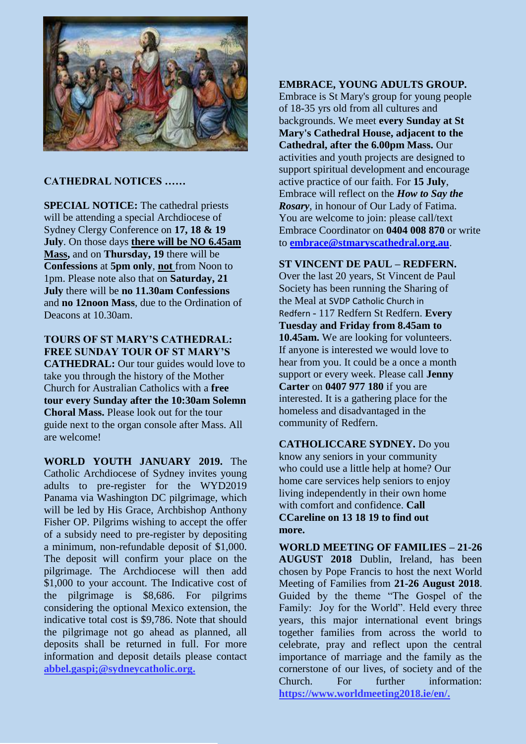## CATHEDRAL NOTICES ……

**SPECIAL NOTICE:** The cathedral priests will be attending a special Archdiocese of Sydney Clergy Conference on **17, 18 & 19 July**. On those days **there will be NO 6.45am Mass,** and on **Thursday, 19** there will be **Confessions** at **5pm only**, **not** from Noon to 1pm. Please note also that on **Saturday, 21 July** there will be **no 11.30am Confessions** and **no 12noon Mass**, due to the Ordination of Deacons at 10.30am.

**TOURS OF ST MARY'S CATHEDRAL: FREE SUNDAY TOUR OF ST MARY'S CATHEDRAL:** Our tour guides would love to take you through the history of the Mother Church for Australian Catholics with a **free tour every Sunday after the 10:30am Solemn Choral Mass.** Please look out for the tour guide next to the organ console after Mass. All are welcome!

**WORLD YOUTH JANUARY 2019.** The Catholic Archdiocese of Sydney invites young adults to pre-register for the WYD2019 Panama via Washington DC pilgrimage, which will be led by His Grace, Archbishop Anthony Fisher OP. Pilgrims wishing to accept the offer of a subsidy need to pre-register by depositing a minimum, non-refundable deposit of $1,000. The deposit will confirm your place on the pilgrimage. The Archdiocese will then add $1,000 to your account. The Indicative cost of the pilgrimage is $8,686. For pilgrims considering the optional Mexico extension, the indicative total cost is $9,786. Note that should the pilgrimage not go ahead as planned, all deposits shall be returned in full. For more information and deposit details please contact **abbel.gaspi;@sydneycatholic.org.**

**EMBRACE, YOUNG ADULTS GROUP.** Embrace is St Mary's group for young people of 18-35 yrs old from all cultures and backgrounds. We meet **every Sunday at St Mary's Cathedral House, adjacent to the Cathedral, after the 6.00pm Mass.** Our activities and youth projects are designed to support spiritual development and encourage active practice of our faith. For **15 July**, Embrace will reflect on the ***How to Say the Rosary***, in honour of Our Lady of Fatima. You are welcome to join: please call/text Embrace Coordinator on **0404 008 870** or write to **embrace@stmaryscathedral.org.au**.

**ST VINCENT DE PAUL – REDFERN.** Over the last 20 years, St Vincent de Paul Society has been running the Sharing of the Meal at SVDP Catholic Church in Redfern - 117 Redfern St Redfern. **Every Tuesday and Friday from 8.45am to 10.45am.** We are looking for volunteers. If anyone is interested we would love to hear from you. It could be a once a month support or every week. Please call **Jenny Carter** on **0407 977 180** if you are interested. It is a gathering place for the homeless and disadvantaged in the community of Redfern.

**CATHOLICCARE SYDNEY.** Do you know any seniors in your community who could use a little help at home? Our home care services help seniors to enjoy living independently in their own home with comfort and confidence. **Call CCareline on 13 18 19 to find out more.**

**WORLD MEETING OF FAMILIES – 21-26 AUGUST 2018** Dublin, Ireland, has been chosen by Pope Francis to host the next World Meeting of Families from **21-26 August 2018**. Guided by the theme "The Gospel of the Family: Joy for the World". Held every three years, this major international event brings together families from across the world to celebrate, pray and reflect upon the central importance of marriage and the family as the cornerstone of our lives, of society and of the Church. For further information: **https://www.worldmeeting2018.ie/en/.**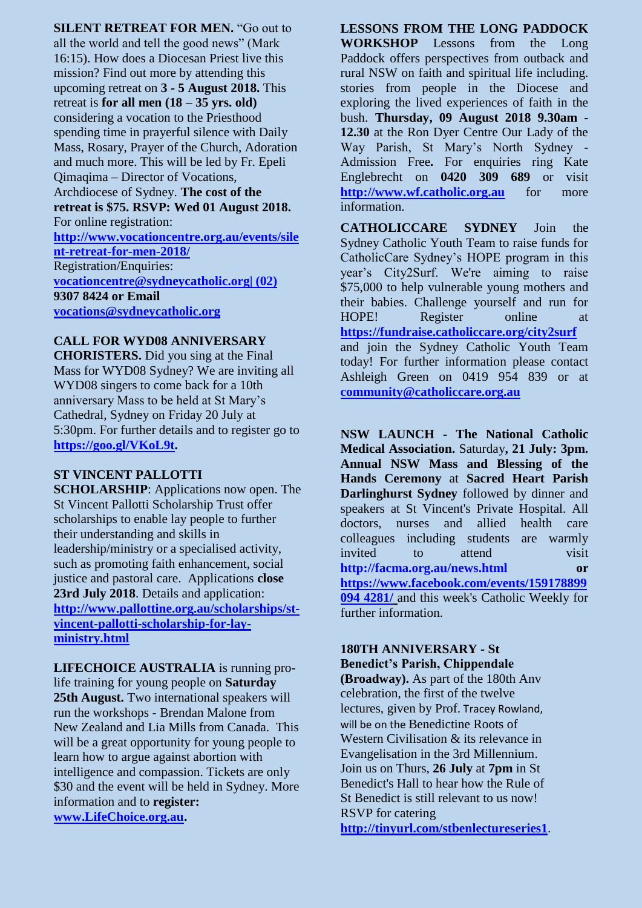**SILENT RETREAT FOR MEN.** “Go out to all the world and tell the good news” (Mark 16:15). How does a Diocesan Priest live this mission? Find out more by attending this upcoming retreat on **3 - 5 August 2018.** This retreat is **for all men (18 – 35 yrs. old)** considering a vocation to the Priesthood spending time in prayerful silence with Daily Mass, Rosary, Prayer of the Church, Adoration and much more. This will be led by Fr. Epeli Qimaqima – Director of Vocations, Archdiocese of Sydney. **The cost of the retreat is $75. RSVP: Wed 01 August 2018.** For online registration: **http://www.vocationcentre.org.au/events/silent-retreat-for-men-2018/** Registration/Enquiries: **vocationcentre@sydneycatholic.org| (02) 9307 8424 or Email vocations@sydneycatholic.org**

**CALL FOR WYD08 ANNIVERSARY CHORISTERS.** Did you sing at the Final Mass for WYD08 Sydney? We are inviting all WYD08 singers to come back for a 10th anniversary Mass to be held at St Mary’s Cathedral, Sydney on Friday 20 July at 5:30pm. For further details and to register go to **https://goo.gl/VKoL9t.**

**ST VINCENT PALLOTTI SCHOLARSHIP**: Applications now open. The St Vincent Pallotti Scholarship Trust offer scholarships to enable lay people to further their understanding and skills in leadership/ministry or a specialised activity, such as promoting faith enhancement, social justice and pastoral care. Applications **close 23rd July 2018**. Details and application: **http://www.pallottine.org.au/scholarships/st-vincent-pallotti-scholarship-for-lay-ministry.html**

**LIFECHOICE AUSTRALIA** is running pro-life training for young people on **Saturday 25th August.** Two international speakers will run the workshops - Brendan Malone from New Zealand and Lia Mills from Canada. This will be a great opportunity for young people to learn how to argue against abortion with intelligence and compassion. Tickets are only $30 and the event will be held in Sydney. More information and to **register: www.LifeChoice.org.au.**

**LESSONS FROM THE LONG PADDOCK WORKSHOP** Lessons from the Long Paddock offers perspectives from outback and rural NSW on faith and spiritual life including. stories from people in the Diocese and exploring the lived experiences of faith in the bush. **Thursday, 09 August 2018 9.30am - 12.30** at the Ron Dyer Centre Our Lady of the Way Parish, St Mary’s North Sydney - Admission Free**.** For enquiries ring Kate Englebrecht on **0420 309 689** or visit **http://www.wf.catholic.org.au** for more information.

**CATHOLICCARE SYDNEY** Join the Sydney Catholic Youth Team to raise funds for CatholicCare Sydney’s HOPE program in this year’s City2Surf. We're aiming to raise $75,000 to help vulnerable young mothers and their babies. Challenge yourself and run for HOPE! Register online at **https://fundraise.catholiccare.org/city2surf** and join the Sydney Catholic Youth Team today! For further information please contact Ashleigh Green on 0419 954 839 or at **community@catholiccare.org.au**

**NSW LAUNCH - The National Catholic Medical Association.** Saturday**, 21 July: 3pm. Annual NSW Mass and Blessing of the Hands Ceremony** at **Sacred Heart Parish Darlinghurst Sydney** followed by dinner and speakers at St Vincent's Private Hospital. All doctors, nurses and allied health care colleagues including students are warmly invited to attend visit **http://facma.org.au/news.html or https://www.facebook.com/events/159178899094 4281/** and this week's Catholic Weekly for further information.

**180TH ANNIVERSARY - St Benedict’s Parish, Chippendale (Broadway).** As part of the 180th Anv celebration, the first of the twelve lectures, given by Prof. Tracey Rowland, will be on the Benedictine Roots of Western Civilisation & its relevance in Evangelisation in the 3rd Millennium. Join us on Thurs, **26 July** at **7pm** in St Benedict’s Hall to hear how the Rule of St Benedict is still relevant to us now! RSVP for catering **http://tinyurl.com/stbenlectureseries1**.